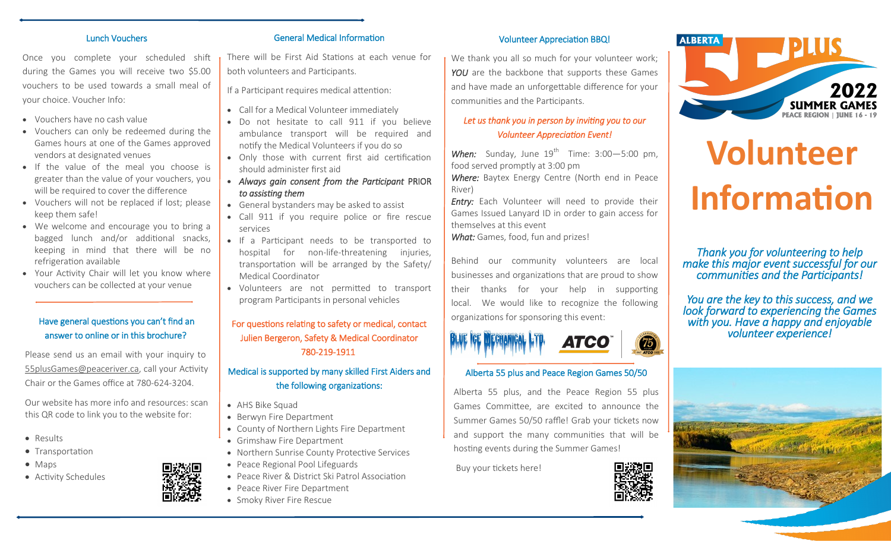## Lunch Vouchers

Once you complete your scheduled shift during the Games you will receive two $5.00 vouchers to be used towards a small meal of your choice. Voucher Info:

- Vouchers have no cash value
- Vouchers can only be redeemed during the Games hours at one of the Games approved vendors at designated venues
- If the value of the meal you choose is greater than the value of your vouchers, you will be required to cover the difference
- Vouchers will not be replaced if lost; please keep them safe!
- We welcome and encourage you to bring a bagged lunch and/or additional snacks, keeping in mind that there will be no refrigeration available
- Your Activity Chair will let you know where vouchers can be collected at your venue

### Have general questions you can't find an answer to online or in this brochure?

Please send us an email with your inquiry to 55plusGames@peaceriver.ca, call your Activity Chair or the Games office at 780-624-3204.

Our website has more info and resources: scan this QR code to link you to the website for:

- Results
- Transportation
- Maps
- Activity Schedules

## General Medical Information

There will be First Aid Stations at each venue for both volunteers and Participants.

If a Participant requires medical attention:

- Call for a Medical Volunteer immediately
- Do not hesitate to call 911 if you believe ambulance transport will be required and notify the Medical Volunteers if you do so
- Only those with current first aid certification should administer first aid
- *Always gain consent from the Participant* PRIOR *to assisting them*
- General bystanders may be asked to assist
- Call 911 if you require police or fire rescue services
- If a Participant needs to be transported to hospital for non-life-threatening injuries, transportation will be arranged by the Safety/ Medical Coordinator
- Volunteers are not permitted to transport program Participants in personal vehicles

For questions relating to safety or medical, contact Julien Bergeron, Safety & Medical Coordinator 780-219-1911

### Medical is supported by many skilled First Aiders and the following organizations:

- AHS Bike Squad
- Berwyn Fire Department
- County of Northern Lights Fire Department
- Grimshaw Fire Department
- Northern Sunrise County Protective Services
- Peace Regional Pool Lifeguards
- Peace River & District Ski Patrol Association
- Peace River Fire Department
- Smoky River Fire Rescue

## Volunteer Appreciation BBQ!

We thank you all so much for your volunteer work; ***YOU*** are the backbone that supports these Games and have made an unforgettable difference for your communities and the Participants.

*Let us thank you in person by inviting you to our Volunteer Appreciation Event!*

***When:*** Sunday, June 19th Time: 3:00—5:00 pm, food served promptly at 3:00 pm
***Where:*** Baytex Energy Centre (North end in Peace River)
***Entry:*** Each Volunteer will need to provide their Games Issued Lanyard ID in order to gain access for themselves at this event
***What:*** Games, food, fun and prizes!

Behind our community volunteers are local businesses and organizations that are proud to show their thanks for your help in supporting local. We would like to recognize the following organizations for sponsoring this event:

Blue Ice Mechanical Ltd. ATCO

### Alberta 55 plus and Peace Region Games 50/50

Alberta 55 plus, and the Peace Region 55 plus Games Committee, are excited to announce the Summer Games 50/50 raffle! Grab your tickets now and support the many communities that will be hosting events during the Summer Games!

Buy your tickets here!

ALBERTA 55 PLUS 2022 SUMMER GAMES PEACE REGION | JUNE 16 - 19

# Volunteer Information

*Thank you for volunteering to help make this major event successful for our communities and the Participants!*

*You are the key to this success, and we look forward to experiencing the Games with you. Have a happy and enjoyable volunteer experience!*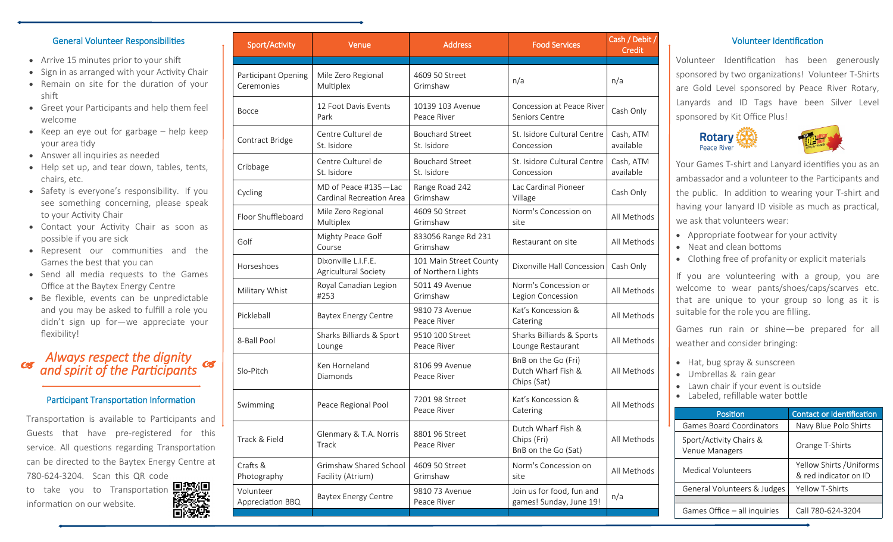## General Volunteer Responsibilities

- Arrive 15 minutes prior to your shift
- Sign in as arranged with your Activity Chair
- Remain on site for the duration of your shift
- Greet your Participants and help them feel welcome
- Keep an eye out for garbage – help keep your area tidy
- Answer all inquiries as needed
- Help set up, and tear down, tables, tents, chairs, etc.
- Safety is everyone's responsibility. If you see something concerning, please speak to your Activity Chair
- Contact your Activity Chair as soon as possible if you are sick
- Represent our communities and the Games the best that you can
- Send all media requests to the Games Office at the Baytex Energy Centre
- Be flexible, events can be unpredictable and you may be asked to fulfill a role you didn't sign up for—we appreciate your flexibility!

*Always respect the dignity and spirit of the Participants*

## Participant Transportation Information

Transportation is available to Participants and Guests that have pre-registered for this service. All questions regarding Transportation can be directed to the Baytex Energy Centre at 780-624-3204. Scan this QR code to take you to Transportation information on our website.

| Sport/Activity | Venue | Address | Food Services | Cash / Debit / Credit |
|---|---|---|---|---|
| Participant Opening Ceremonies | Mile Zero Regional Multiplex | 4609 50 Street Grimshaw | n/a | n/a |
| Bocce | 12 Foot Davis Events Park | 10139 103 Avenue Peace River | Concession at Peace River Seniors Centre | Cash Only |
| Contract Bridge | Centre Culturel de St. Isidore | Bouchard Street St. Isidore | St. Isidore Cultural Centre Concession | Cash, ATM available |
| Cribbage | Centre Culturel de St. Isidore | Bouchard Street St. Isidore | St. Isidore Cultural Centre Concession | Cash, ATM available |
| Cycling | MD of Peace #135—Lac Cardinal Recreation Area | Range Road 242 Grimshaw | Lac Cardinal Pioneer Village | Cash Only |
| Floor Shuffleboard | Mile Zero Regional Multiplex | 4609 50 Street Grimshaw | Norm's Concession on site | All Methods |
| Golf | Mighty Peace Golf Course | 833056 Range Rd 231 Grimshaw | Restaurant on site | All Methods |
| Horseshoes | Dixonville L.I.F.E. Agricultural Society | 101 Main Street County of Northern Lights | Dixonville Hall Concession | Cash Only |
| Military Whist | Royal Canadian Legion #253 | 5011 49 Avenue Grimshaw | Norm's Concession or Legion Concession | All Methods |
| Pickleball | Baytex Energy Centre | 9810 73 Avenue Peace River | Kat's Koncession & Catering | All Methods |
| 8-Ball Pool | Sharks Billiards & Sport Lounge | 9510 100 Street Peace River | Sharks Billiards & Sports Lounge Restaurant | All Methods |
| Slo-Pitch | Ken Horneland Diamonds | 8106 99 Avenue Peace River | BnB on the Go (Fri) Dutch Wharf Fish & Chips (Sat) | All Methods |
| Swimming | Peace Regional Pool | 7201 98 Street Peace River | Kat's Koncession & Catering | All Methods |
| Track & Field | Glenmary & T.A. Norris Track | 8801 96 Street Peace River | Dutch Wharf Fish & Chips (Fri) BnB on the Go (Sat) | All Methods |
| Crafts & Photography | Grimshaw Shared School Facility (Atrium) | 4609 50 Street Grimshaw | Norm's Concession on site | All Methods |
| Volunteer Appreciation BBQ | Baytex Energy Centre | 9810 73 Avenue Peace River | Join us for food, fun and games! Sunday, June 19! | n/a |

## Volunteer Identification

Volunteer Identification has been generously sponsored by two organizations! Volunteer T-Shirts are Gold Level sponsored by Peace River Rotary, Lanyards and ID Tags have been Silver Level sponsored by Kit Office Plus!

Your Games T-shirt and Lanyard identifies you as an ambassador and a volunteer to the Participants and the public. In addition to wearing your T-shirt and having your lanyard ID visible as much as practical, we ask that volunteers wear:

- Appropriate footwear for your activity
- Neat and clean bottoms
- Clothing free of profanity or explicit materials

If you are volunteering with a group, you are welcome to wear pants/shoes/caps/scarves etc. that are unique to your group so long as it is suitable for the role you are filling.

Games run rain or shine—be prepared for all weather and consider bringing:

- Hat, bug spray & sunscreen
- Umbrellas & rain gear
- Lawn chair if your event is outside
- Labeled, refillable water bottle

| Position | Contact or Identification |
|---|---|
| Games Board Coordinators | Navy Blue Polo Shirts |
| Sport/Activity Chairs & Venue Managers | Orange T-Shirts |
| Medical Volunteers | Yellow Shirts /Uniforms & red indicator on ID |
| General Volunteers & Judges | Yellow T-Shirts |
| Games Office – all inquiries | Call 780-624-3204 |